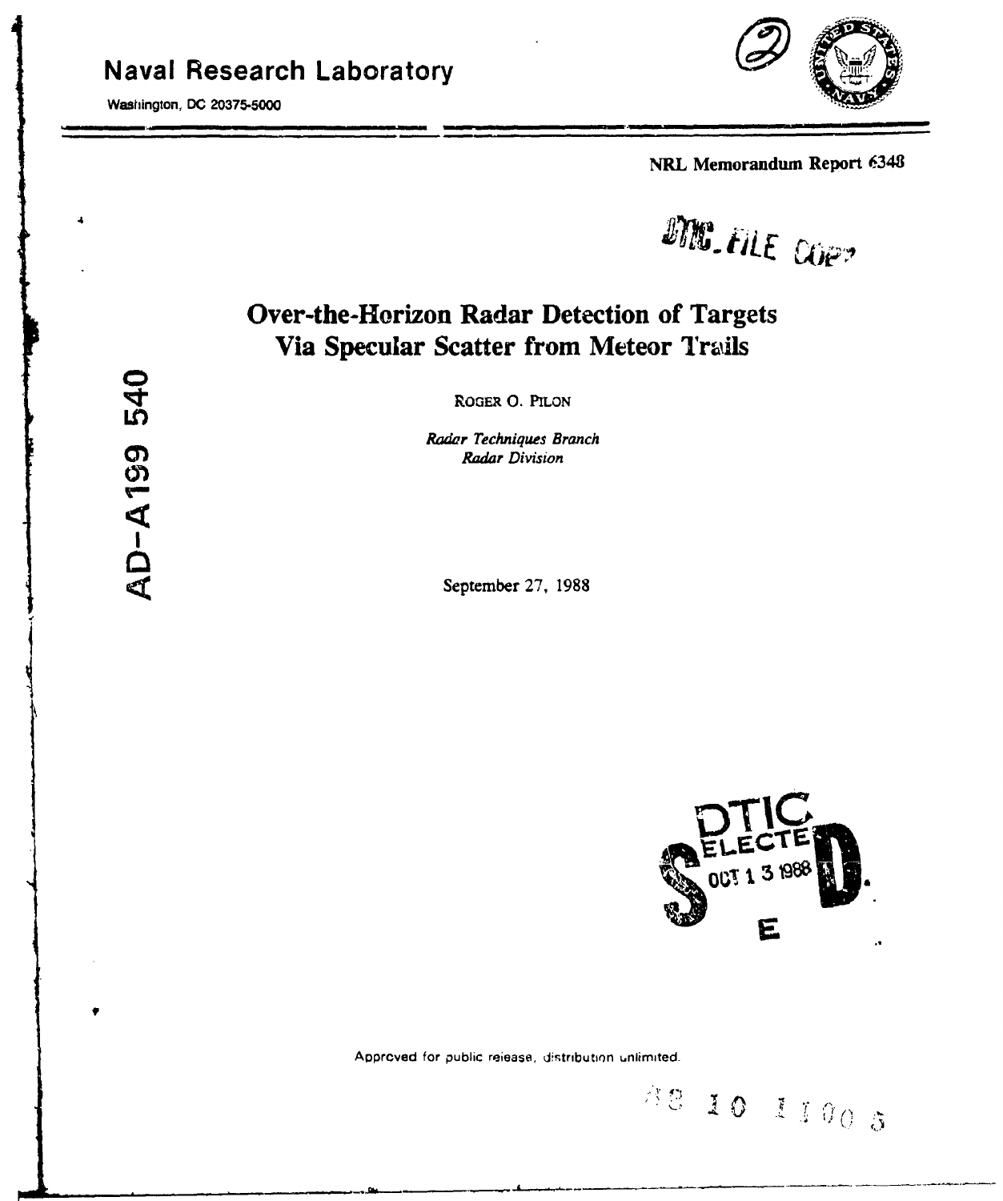# Naval Research Laboratory

Washington, DC 20375-5000

**NRL Memorandum Report 6348**

DTIC FILE COPY

AD-A199 540

# Over-the-Horizon Radar Detection of Targets Via Specular Scatter from Meteor Trails

Roger O. Pilon

*Radar Techniques Branch*
*Radar Division*

September 27, 1988

DTIC ELECTE OCT 1 3 1988 S E D

Approved for public release, distribution unlimited.

88 10 11 005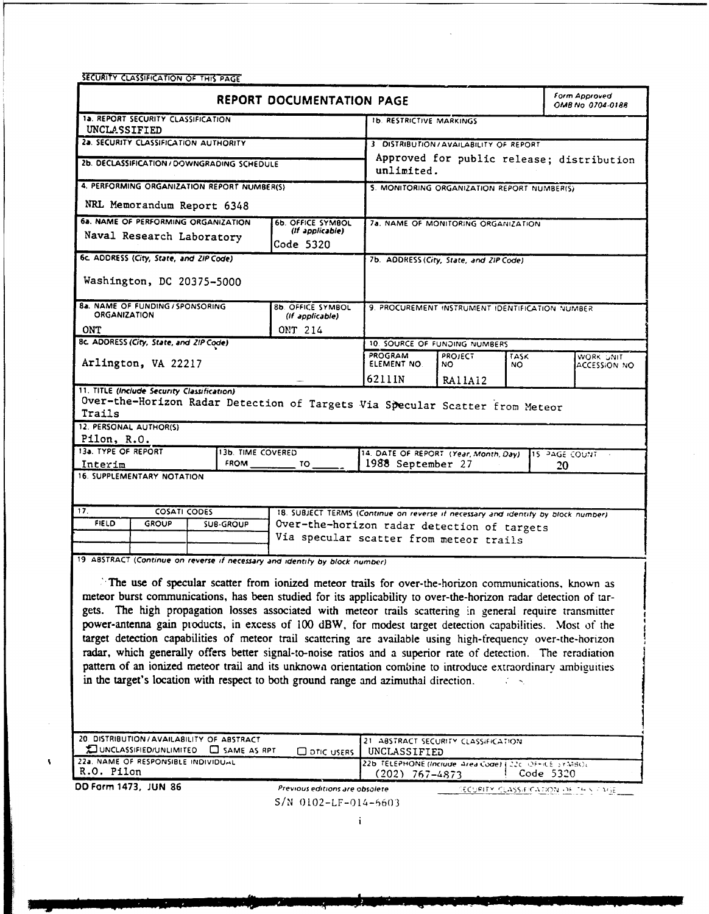SECURITY CLASSIFICATION OF THIS PAGE

# REPORT DOCUMENTATION PAGE

Form Approved OMB No 0704-0188

| | |
|---|---|
| 1a. REPORT SECURITY CLASSIFICATION: UNCLASSIFIED | 1b. RESTRICTIVE MARKINGS |
| 2a. SECURITY CLASSIFICATION AUTHORITY | 3. DISTRIBUTION/AVAILABILITY OF REPORT: Approved for public release; distribution unlimited. |
| 2b. DECLASSIFICATION/DOWNGRADING SCHEDULE | |
| 4. PERFORMING ORGANIZATION REPORT NUMBER(S): NRL Memorandum Report 6348 | 5. MONITORING ORGANIZATION REPORT NUMBER(S) |
| 6a. NAME OF PERFORMING ORGANIZATION: Naval Research Laboratory — 6b. OFFICE SYMBOL (If applicable): Code 5320 | 7a. NAME OF MONITORING ORGANIZATION |
| 6c. ADDRESS (City, State, and ZIP Code): Washington, DC 20375-5000 | 7b. ADDRESS (City, State, and ZIP Code) |
| 8a. NAME OF FUNDING/SPONSORING ORGANIZATION: ONT — 8b. OFFICE SYMBOL (If applicable): ONT 214 | 9. PROCUREMENT INSTRUMENT IDENTIFICATION NUMBER |
| 8c. ADDRESS (City, State, and ZIP Code): Arlington, VA 22217 | 10. SOURCE OF FUNDING NUMBERS |

| PROGRAM ELEMENT NO. | PROJECT NO. | TASK NO. | WORK UNIT ACCESSION NO. |
|---|---|---|---|
| 62111N | RA11A12 | | |

11. TITLE (Include Security Classification): Over-the-Horizon Radar Detection of Targets Via Specular Scatter from Meteor Trails

12. PERSONAL AUTHOR(S): Pilon, R.O.

| 13a. TYPE OF REPORT | 13b. TIME COVERED | 14. DATE OF REPORT (Year, Month, Day) | 15. PAGE COUNT |
|---|---|---|---|
| Interim | FROM ____ TO ____ | 1988 September 27 | 20 |

16. SUPPLEMENTARY NOTATION

| 17. COSATI CODES | | | 18. SUBJECT TERMS (Continue on reverse if necessary and identify by block number) |
|---|---|---|---|
| FIELD | GROUP | SUB-GROUP | Over-the-horizon radar detection of targets Via specular scatter from meteor trails |

19. ABSTRACT (Continue on reverse if necessary and identify by block number)

The use of specular scatter from ionized meteor trails for over-the-horizon communications, known as meteor burst communications, has been studied for its applicability to over-the-horizon radar detection of targets. The high propagation losses associated with meteor trails scattering in general require transmitter power-antenna gain products, in excess of 100 dBW, for modest target detection capabilities. Most of the target detection capabilities of meteor trail scattering are available using high-frequency over-the-horizon radar, which generally offers better signal-to-noise ratios and a superior rate of detection. The reradiation pattern of an ionized meteor trail and its unknown orientation combine to introduce extraordinary ambiguities in the target's location with respect to both ground range and azimuthal direction.

| | |
|---|---|
| 20. DISTRIBUTION/AVAILABILITY OF ABSTRACT: ☒ UNCLASSIFIED/UNLIMITED ☐ SAME AS RPT ☐ DTIC USERS | 21. ABSTRACT SECURITY CLASSIFICATION: UNCLASSIFIED |
| 22a. NAME OF RESPONSIBLE INDIVIDUAL: R.O. Pilon | 22b. TELEPHONE (Include Area Code): (202) 767-4873 — 22c. OFFICE SYMBOL: Code 5320 |

DD Form 1473, JUN 86 — Previous editions are obsolete. — SECURITY CLASSIFICATION OF THIS PAGE

S/N 0102-LF-014-6603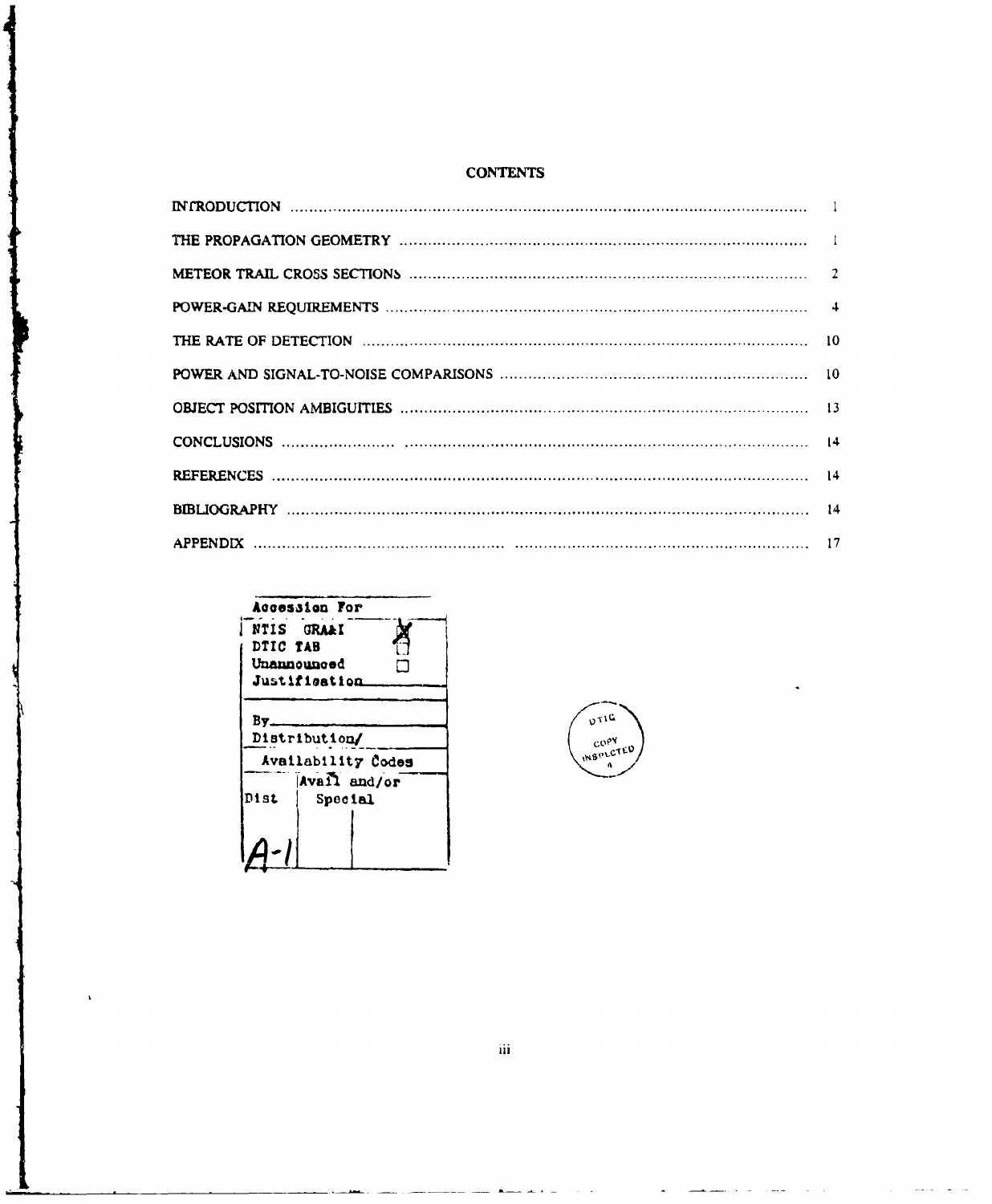# CONTENTS

| | |
|---|---|
| INTRODUCTION | 1 |
| THE PROPAGATION GEOMETRY | 1 |
| METEOR TRAIL CROSS SECTIONS | 2 |
| POWER-GAIN REQUIREMENTS | 4 |
| THE RATE OF DETECTION | 10 |
| POWER AND SIGNAL-TO-NOISE COMPARISONS | 10 |
| OBJECT POSITION AMBIGUITIES | 13 |
| CONCLUSIONS | 14 |
| REFERENCES | 14 |
| BIBLIOGRAPHY | 14 |
| APPENDIX | 17 |

| Accession For | |
|---|---|
| NTIS GRA&I | ☒ |
| DTIC TAB | ☐ |
| Unannounced | ☐ |
| Justification | |
| By | |
| Distribution/ | |
| Availability Codes | |
| Dist | Avail and/or Special |
| A-1 | |

DTIC COPY INSPECTED 4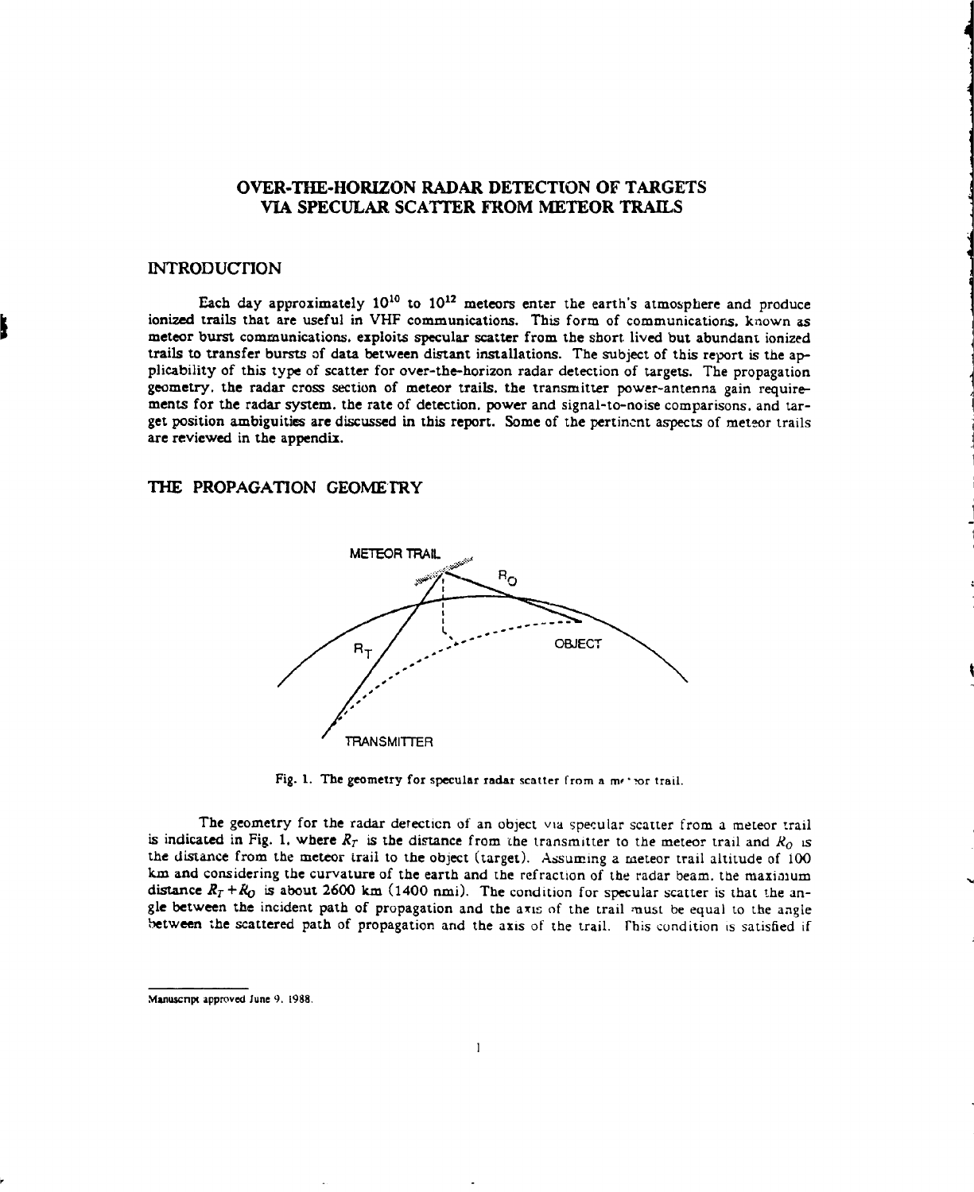# OVER-THE-HORIZON RADAR DETECTION OF TARGETS VIA SPECULAR SCATTER FROM METEOR TRAILS

## INTRODUCTION

Each day approximately $10^{10}$ to $10^{12}$ meteors enter the earth's atmosphere and produce ionized trails that are useful in VHF communications. This form of communications, known as meteor burst communications, exploits specular scatter from the short lived but abundant ionized trails to transfer bursts of data between distant installations. The subject of this report is the applicability of this type of scatter for over-the-horizon radar detection of targets. The propagation geometry, the radar cross section of meteor trails, the transmitter power-antenna gain requirements for the radar system, the rate of detection, power and signal-to-noise comparisons, and target position ambiguities are discussed in this report. Some of the pertinent aspects of meteor trails are reviewed in the appendix.

## THE PROPAGATION GEOMETRY

Fig. 1. The geometry for specular radar scatter from a meteor trail.

The geometry for the radar detection of an object via specular scatter from a meteor trail is indicated in Fig. 1, where $R_T$ is the distance from the transmitter to the meteor trail and $R_O$ is the distance from the meteor trail to the object (target). Assuming a meteor trail altitude of 100 km and considering the curvature of the earth and the refraction of the radar beam, the maximum distance $R_T + R_O$ is about 2600 km (1400 nmi). The condition for specular scatter is that the angle between the incident path of propagation and the axis of the trail must be equal to the angle between the scattered path of propagation and the axis of the trail. This condition is satisfied if

Manuscript approved June 9, 1988.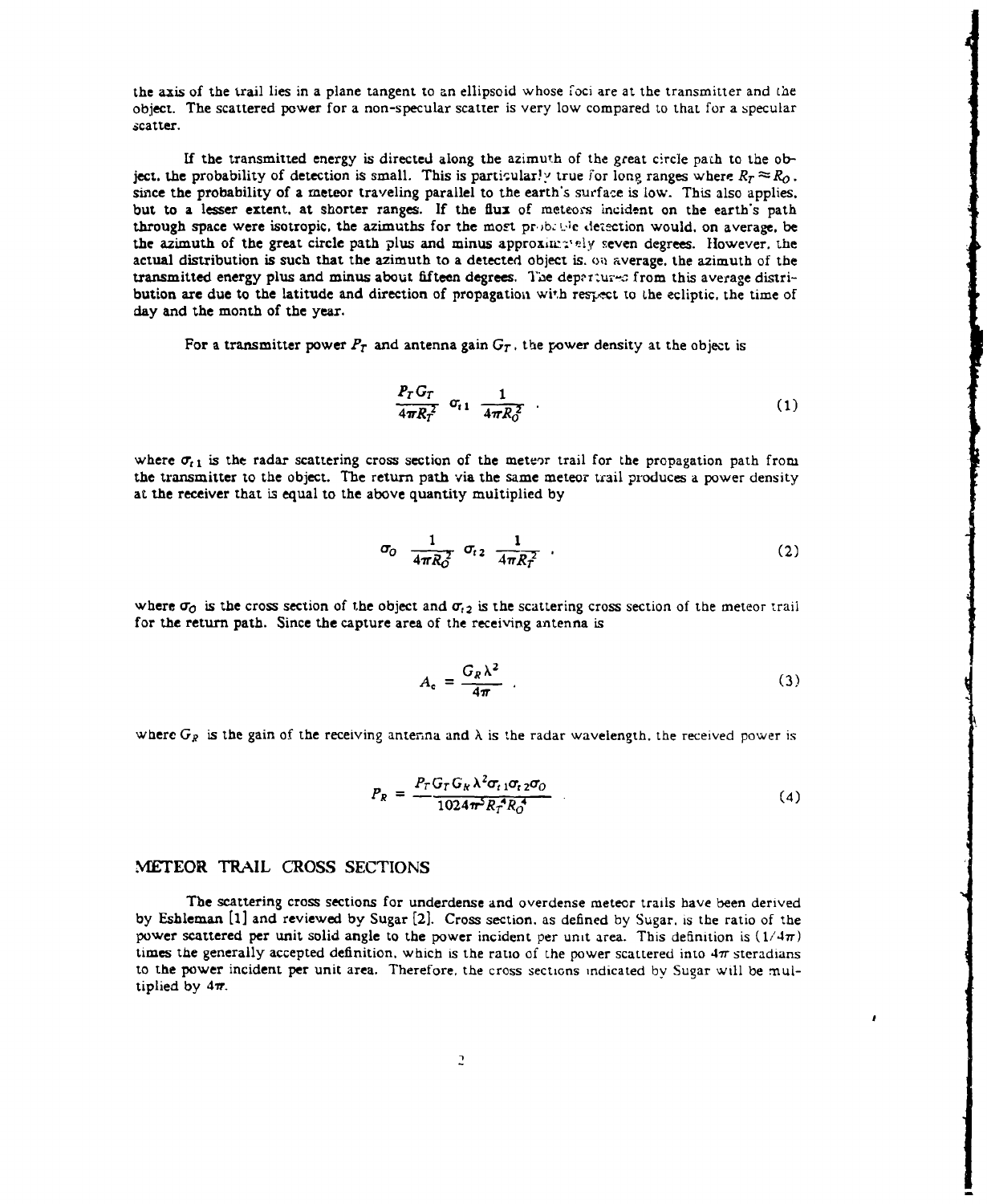the axis of the trail lies in a plane tangent to an ellipsoid whose foci are at the transmitter and the object. The scattered power for a non-specular scatter is very low compared to that for a specular scatter.

If the transmitted energy is directed along the azimuth of the great circle path to the object, the probability of detection is small. This is particularly true for long ranges where $R_T \approx R_O$, since the probability of a meteor traveling parallel to the earth's surface is low. This also applies, but to a lesser extent, at shorter ranges. If the flux of meteors incident on the earth's path through space were isotropic, the azimuths for the most probable detection would, on average, be the azimuth of the great circle path plus and minus approximately seven degrees. However, the actual distribution is such that the azimuth to a detected object is, on average, the azimuth of the transmitted energy plus and minus about fifteen degrees. The departures from this average distribution are due to the latitude and direction of propagation with respect to the ecliptic, the time of day and the month of the year.

For a transmitter power $P_T$ and antenna gain $G_T$, the power density at the object is

$$\frac{P_T G_T}{4\pi R_T^2} \sigma_{t1} \frac{1}{4\pi R_O^2} \quad . \tag{1}$$

where $\sigma_{t1}$ is the radar scattering cross section of the meteor trail for the propagation path from the transmitter to the object. The return path via the same meteor trail produces a power density at the receiver that is equal to the above quantity multiplied by

$$\sigma_O \frac{1}{4\pi R_O^2} \sigma_{t2} \frac{1}{4\pi R_T^2} \quad . \tag{2}$$

where $\sigma_O$ is the cross section of the object and $\sigma_{t2}$ is the scattering cross section of the meteor trail for the return path. Since the capture area of the receiving antenna is

$$A_e = \frac{G_R \lambda^2}{4\pi} \quad . \tag{3}$$

where $G_R$ is the gain of the receiving antenna and $\lambda$ is the radar wavelength, the received power is

$$P_R = \frac{P_T G_T G_R \lambda^2 \sigma_{t1} \sigma_{t2} \sigma_O}{1024 \pi^5 R_T^4 R_O^4} \tag{4}$$

## METEOR TRAIL CROSS SECTIONS

The scattering cross sections for underdense and overdense meteor trails have been derived by Eshleman [1] and reviewed by Sugar [2]. Cross section, as defined by Sugar, is the ratio of the power scattered per unit solid angle to the power incident per unit area. This definition is $(1/4\pi)$ times the generally accepted definition, which is the ratio of the power scattered into $4\pi$ steradians to the power incident per unit area. Therefore, the cross sections indicated by Sugar will be multiplied by $4\pi$.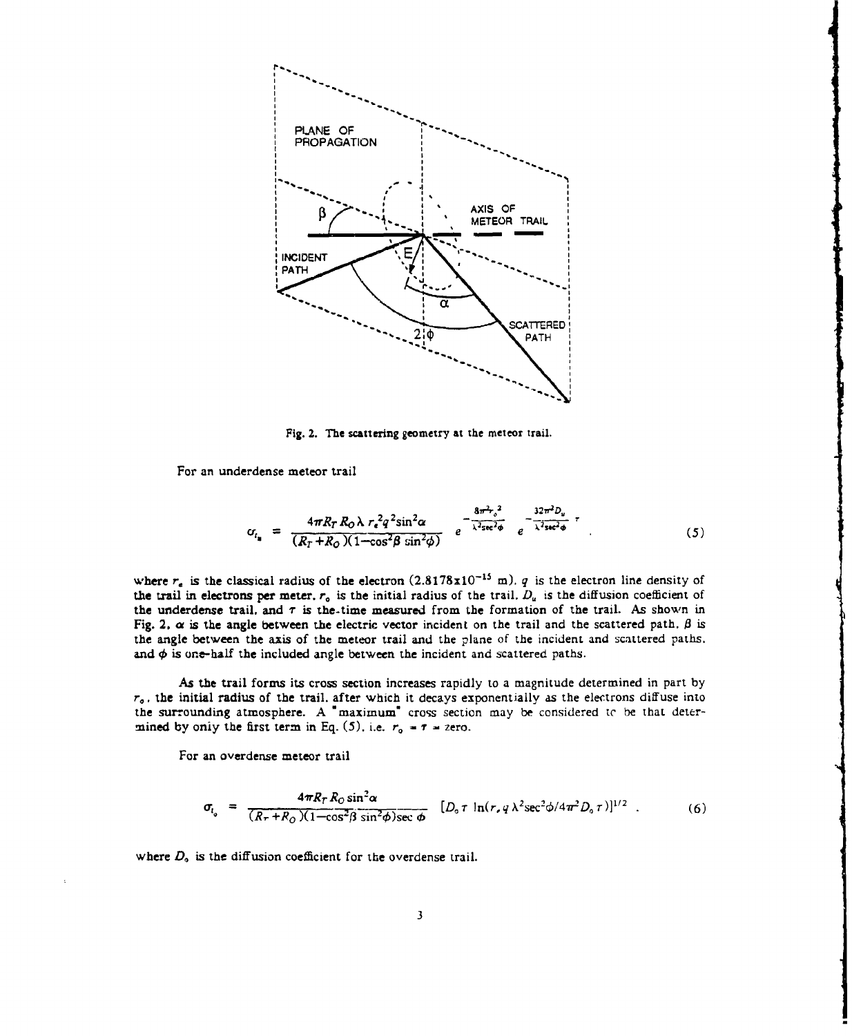Fig. 2. The scattering geometry at the meteor trail.

For an underdense meteor trail

$$\sigma_{t_u} = \frac{4\pi R_T R_O \lambda\, r_e^2 q^2 \sin^2\alpha}{(R_T + R_O)(1 - \cos^2\beta \sin^2\phi)} \; e^{-\frac{8\pi^2 r_o^2}{\lambda^2 \sec^2\phi}} \; e^{-\frac{32\pi^2 D_u}{\lambda^2 \sec^2\phi}\tau} \quad . \tag{5}$$

where $r_e$ is the classical radius of the electron ($2.8178 \times 10^{-15}$ m). $q$ is the electron line density of the trail in electrons per meter. $r_o$ is the initial radius of the trail. $D_u$ is the diffusion coefficient of the underdense trail. and $\tau$ is the time measured from the formation of the trail. As shown in Fig. 2. $\alpha$ is the angle between the electric vector incident on the trail and the scattered path. $\beta$ is the angle between the axis of the meteor trail and the plane of the incident and scattered paths. and $\phi$ is one-half the included angle between the incident and scattered paths.

As the trail forms its cross section increases rapidly to a magnitude determined in part by $r_o$, the initial radius of the trail, after which it decays exponentially as the electrons diffuse into the surrounding atmosphere. A "maximum" cross section may be considered to be that determined by only the first term in Eq. (5). i.e. $r_o = \tau =$ zero.

For an overdense meteor trail

$$\sigma_{t_o} = \frac{4\pi R_T R_O \sin^2\alpha}{(R_T + R_O)(1 - \cos^2\beta \sin^2\phi)\sec\phi} \; [D_o \tau \, \ln(r_e q \lambda^2 \sec^2\phi / 4\pi^2 D_o \tau)]^{1/2} \quad . \tag{6}$$

where $D_o$ is the diffusion coefficient for the overdense trail.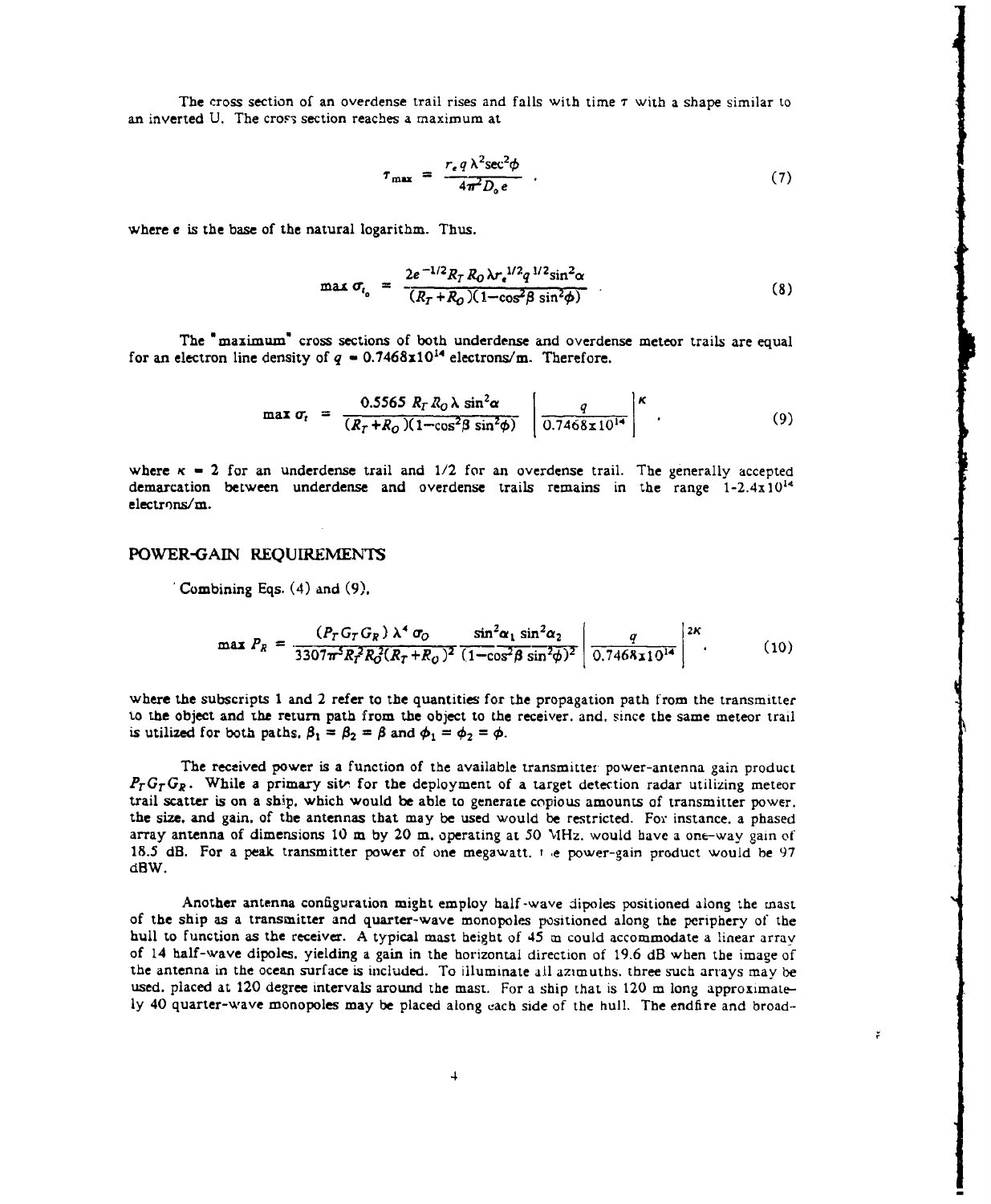The cross section of an overdense trail rises and falls with time $\tau$ with a shape similar to an inverted U. The cross section reaches a maximum at

$$\tau_{\max} = \frac{r_e q \lambda^2 \sec^2\phi}{4\pi^2 D_o e} \quad . \tag{7}$$

where $e$ is the base of the natural logarithm. Thus.

$$\max \sigma_{t_o} = \frac{2e^{-1/2} R_T R_O \lambda r_e^{1/2} q^{1/2} \sin^2\alpha}{(R_T + R_O)(1 - \cos^2\beta \sin^2\phi)} \quad . \tag{8}$$

The "maximum" cross sections of both underdense and overdense meteor trails are equal for an electron line density of $q = 0.7468 \times 10^{14}$ electrons/m. Therefore.

$$\max \sigma_t = \frac{0.5565 \, R_T R_O \lambda \sin^2\alpha}{(R_T + R_O)(1 - \cos^2\beta \sin^2\phi)} \left| \frac{q}{0.7468 \times 10^{14}} \right|^{\kappa} \quad . \tag{9}$$

where $\kappa = 2$ for an underdense trail and 1/2 for an overdense trail. The generally accepted demarcation between underdense and overdense trails remains in the range $1\text{-}2.4 \times 10^{14}$ electrons/m.

## POWER-GAIN REQUIREMENTS

Combining Eqs. (4) and (9),

$$\max P_R = \frac{(P_T G_T G_R) \lambda^4 \sigma_O}{3307 \pi^5 R_T^2 R_O^2 (R_T + R_O)^2} \frac{\sin^2\alpha_1 \sin^2\alpha_2}{(1 - \cos^2\beta \sin^2\phi)^2} \left| \frac{q}{0.7468 \times 10^{14}} \right|^{2\kappa} \quad . \tag{10}$$

where the subscripts 1 and 2 refer to the quantities for the propagation path from the transmitter to the object and the return path from the object to the receiver. and. since the same meteor trail is utilized for both paths. $\beta_1 = \beta_2 = \beta$ and $\phi_1 = \phi_2 = \phi$.

The received power is a function of the available transmitter power-antenna gain product $P_T G_T G_R$. While a primary site for the deployment of a target detection radar utilizing meteor trail scatter is on a ship, which would be able to generate copious amounts of transmitter power. the size. and gain. of the antennas that may be used would be restricted. For instance. a phased array antenna of dimensions 10 m by 20 m. operating at 50 MHz. would have a one-way gain of 18.5 dB. For a peak transmitter power of one megawatt. the power-gain product would be 97 dBW.

Another antenna configuration might employ half-wave dipoles positioned along the mast of the ship as a transmitter and quarter-wave monopoles positioned along the periphery of the hull to function as the receiver. A typical mast height of 45 m could accommodate a linear array of 14 half-wave dipoles. yielding a gain in the horizontal direction of 19.6 dB when the image of the antenna in the ocean surface is included. To illuminate all azimuths. three such arrays may be used. placed at 120 degree intervals around the mast. For a ship that is 120 m long approximately 40 quarter-wave monopoles may be placed along each side of the hull. The endfire and broad-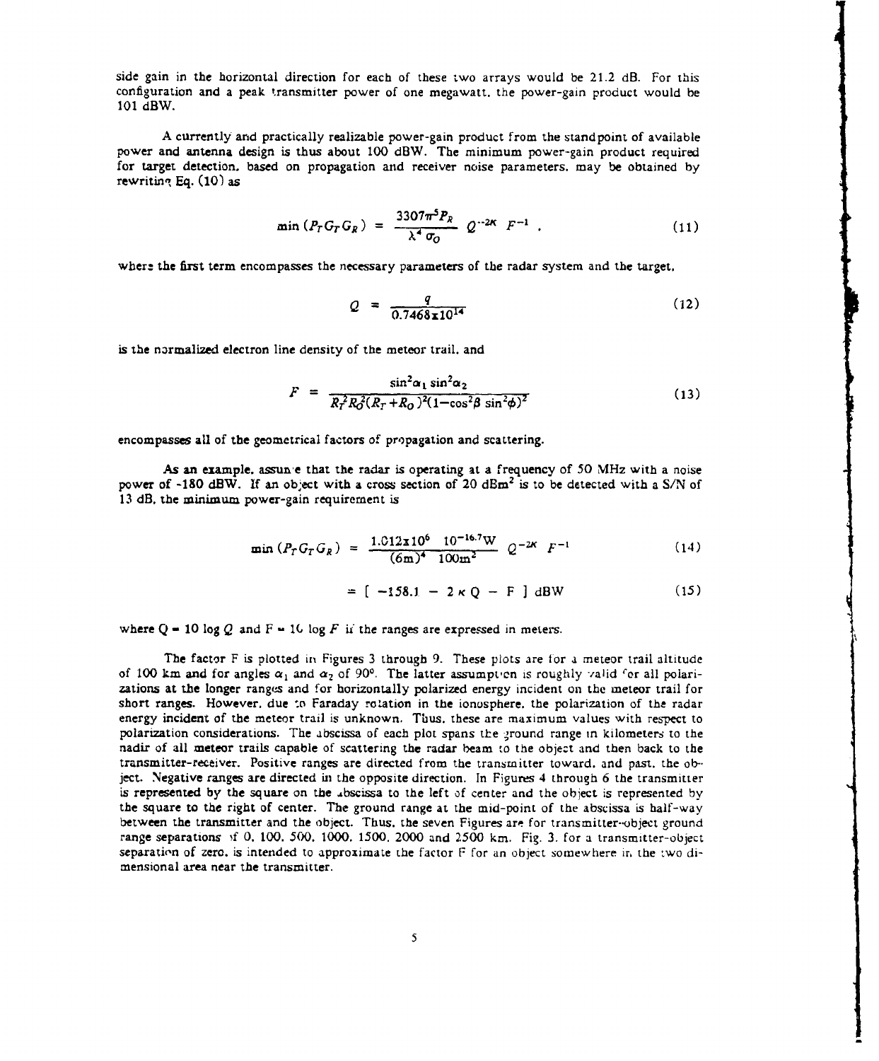side gain in the horizontal direction for each of these two arrays would be 21.2 dB. For this configuration and a peak transmitter power of one megawatt, the power-gain product would be 101 dBW.

A currently and practically realizable power-gain product from the standpoint of available power and antenna design is thus about 100 dBW. The minimum power-gain product required for target detection, based on propagation and receiver noise parameters, may be obtained by rewriting Eq. (10) as

$$\min(P_T G_T G_R) = \frac{3307\pi^5 P_R}{\lambda^4 \sigma_O} Q^{-2\kappa} F^{-1} , \tag{11}$$

where the first term encompasses the necessary parameters of the radar system and the target,

$$Q = \frac{q}{0.7468\times10^{14}} \tag{12}$$

is the normalized electron line density of the meteor trail, and

$$F = \frac{\sin^2\alpha_1 \sin^2\alpha_2}{R_T^2 R_O^2 (R_T + R_O)^2 (1-\cos^2\beta \sin^2\phi)^2} \tag{13}$$

encompasses all of the geometrical factors of propagation and scattering.

As an example, assume that the radar is operating at a frequency of 50 MHz with a noise power of -180 dBW. If an object with a cross section of 20 dBm$^2$ is to be detected with a S/N of 13 dB, the minimum power-gain requirement is

$$\min(P_T G_T G_R) = \frac{1.012\times10^6 \quad 10^{-16.7}\text{W}}{(6\text{m})^4 \quad 100\text{m}^2} Q^{-2\kappa} F^{-1} \tag{14}$$

$$= [\ -158.1\ -\ 2\,\kappa\,\text{Q}\ -\ \text{F}\ ]\ \text{dBW} \tag{15}$$

where Q = 10 log $Q$ and F = 10 log $F$ if the ranges are expressed in meters.

The factor F is plotted in Figures 3 through 9. These plots are for a meteor trail altitude of 100 km and for angles $\alpha_1$ and $\alpha_2$ of 90°. The latter assumption is roughly valid for all polarizations at the longer ranges and for horizontally polarized energy incident on the meteor trail for short ranges. However, due to Faraday rotation in the ionosphere, the polarization of the radar energy incident of the meteor trail is unknown. Thus, these are maximum values with respect to polarization considerations. The abscissa of each plot spans the ground range in kilometers to the nadir of all meteor trails capable of scattering the radar beam to the object and then back to the transmitter-receiver. Positive ranges are directed from the transmitter toward, and past, the object. Negative ranges are directed in the opposite direction. In Figures 4 through 6 the transmitter is represented by the square on the abscissa to the left of center and the object is represented by the square to the right of center. The ground range at the mid-point of the abscissa is half-way between the transmitter and the object. Thus, the seven Figures are for transmitter-object ground range separations of 0, 100, 500, 1000, 1500, 2000 and 2500 km. Fig. 3, for a transmitter-object separation of zero, is intended to approximate the factor F for an object somewhere in the two dimensional area near the transmitter.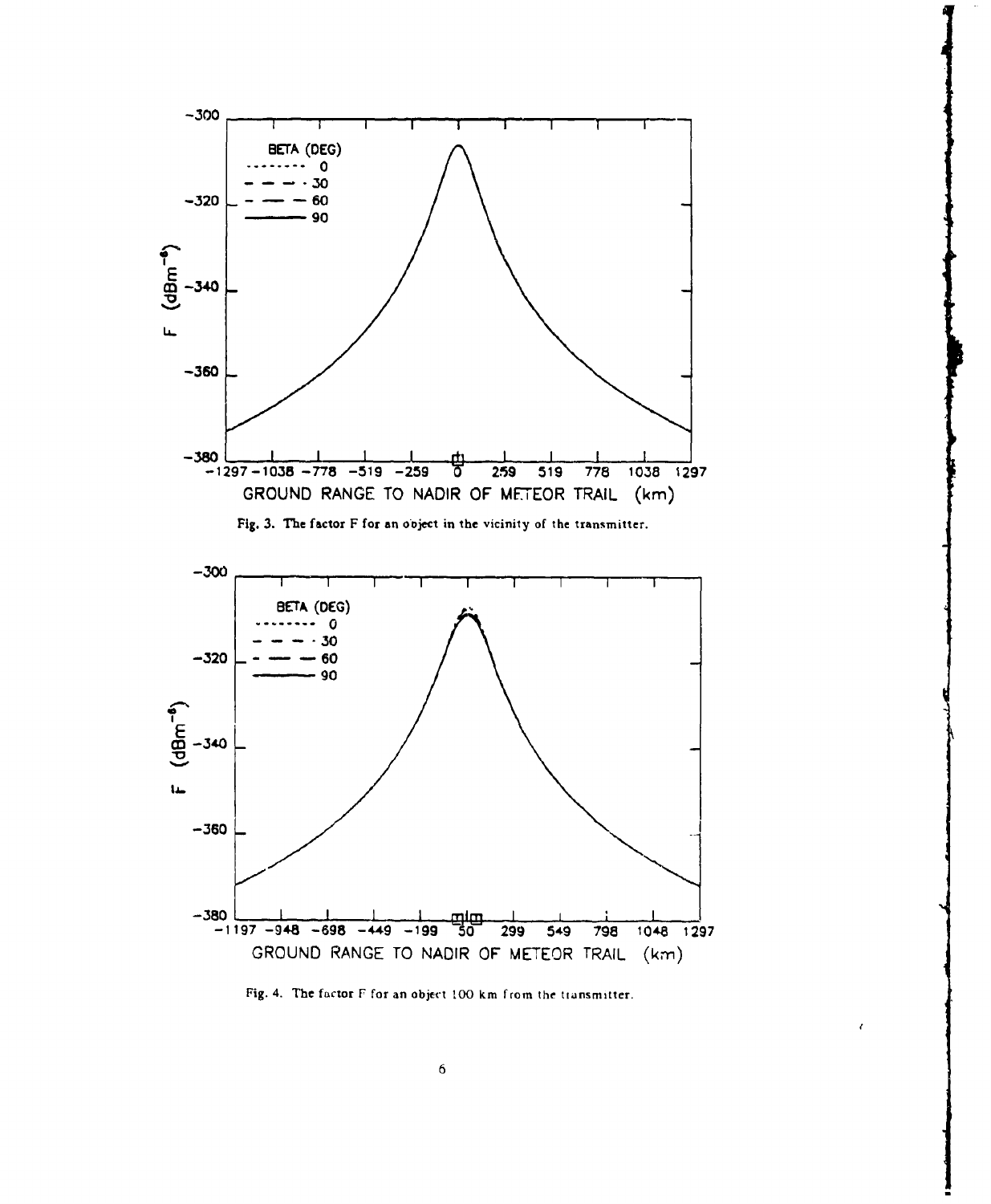Fig. 3. The factor F for an object in the vicinity of the transmitter.

Fig. 4. The factor F for an object 100 km from the transmitter.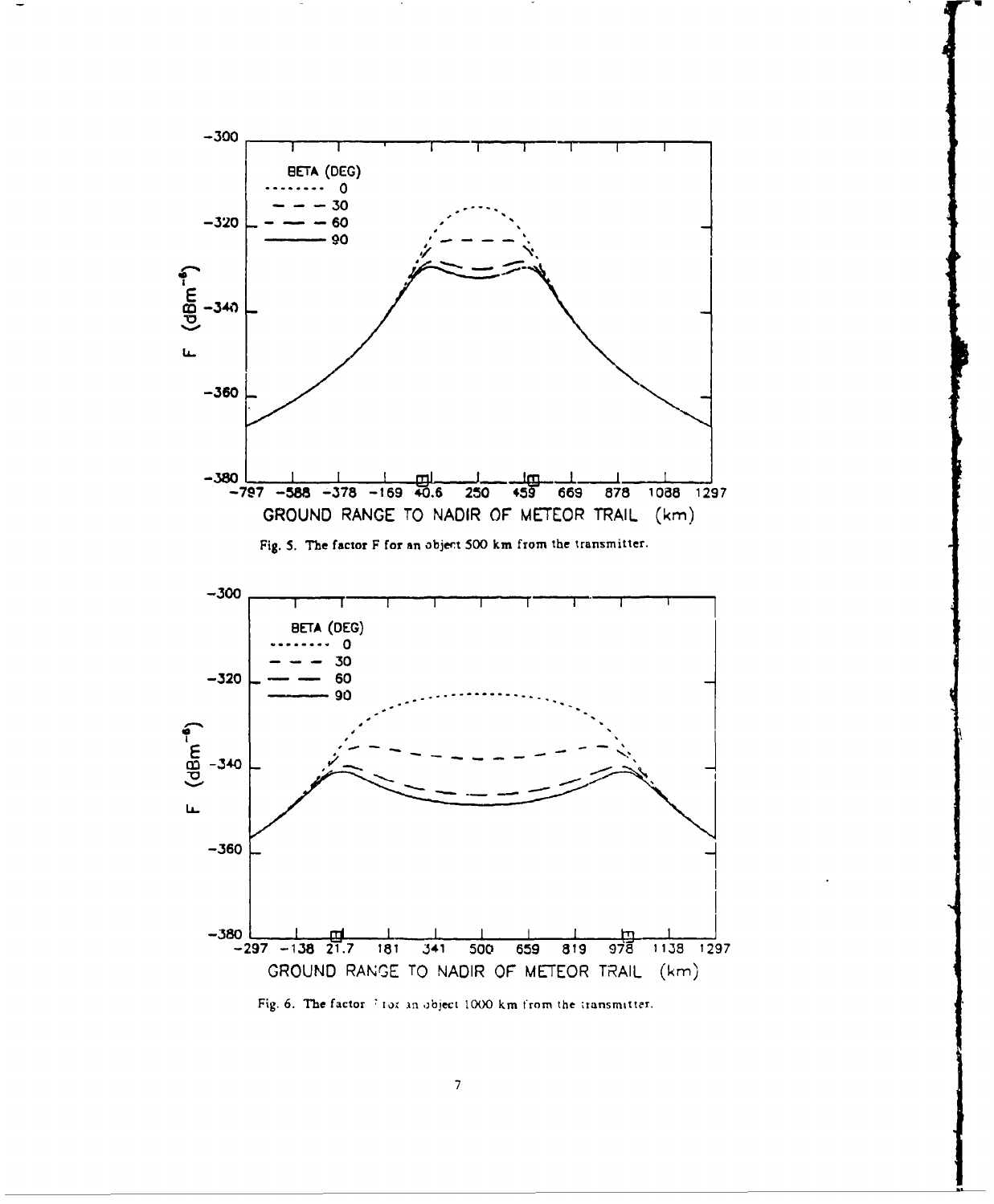Fig. 5. The factor F for an object 500 km from the transmitter.

Fig. 6. The factor F for an object 1000 km from the transmitter.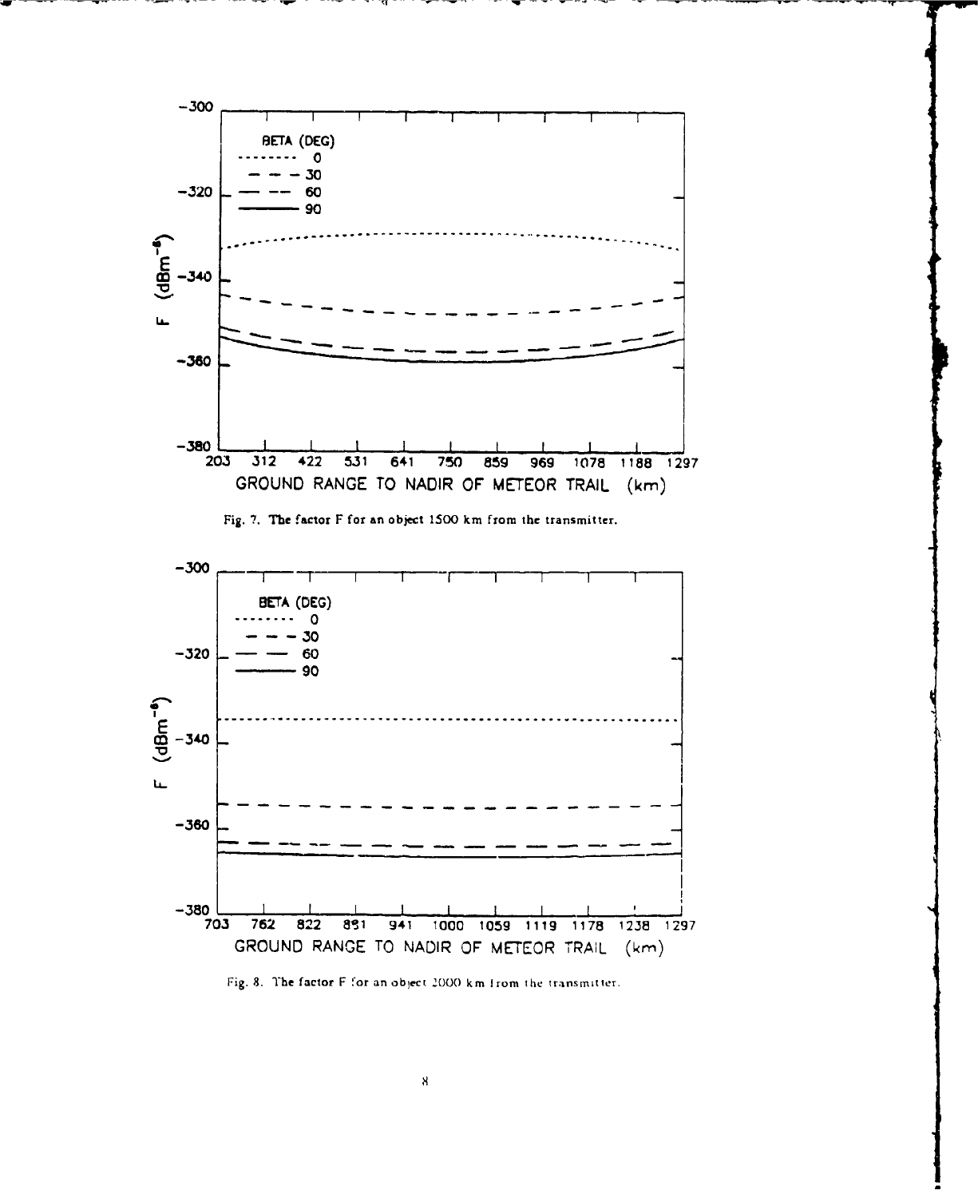Fig. 7. The factor F for an object 1500 km from the transmitter.

Fig. 8. The factor F for an object 2000 km from the transmitter.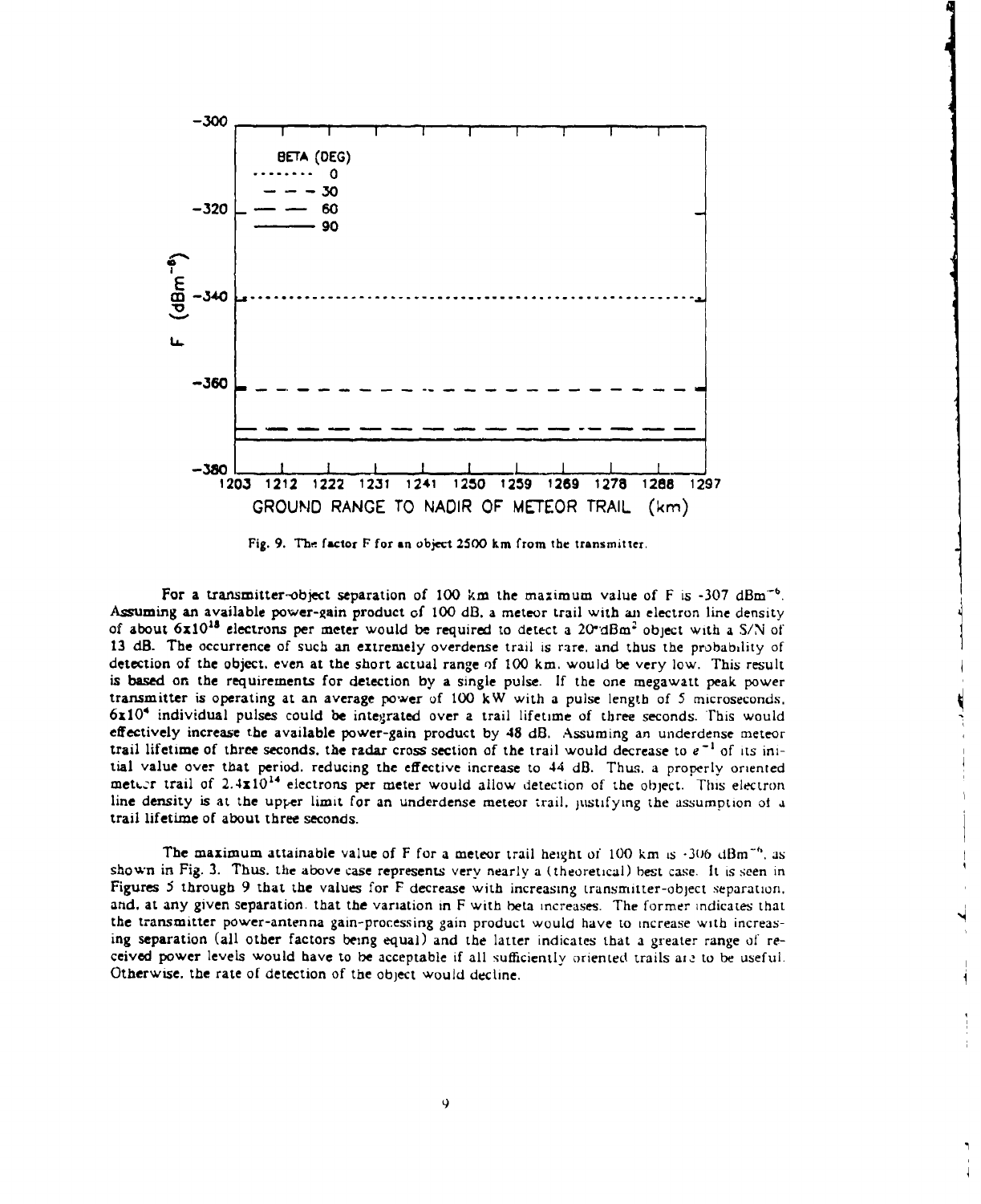Fig. 9. The factor F for an object 2500 km from the transmitter.

For a transmitter-object separation of 100 km the maximum value of F is -307 $dBm^{-6}$. Assuming an available power-gain product of 100 dB, a meteor trail with an electron line density of about $6 \times 10^{18}$ electrons per meter would be required to detect a 20 $dBm^2$ object with a S/N of 13 dB. The occurrence of such an extremely overdense trail is rare, and thus the probability of detection of the object, even at the short actual range of 100 km, would be very low. This result is based on the requirements for detection by a single pulse. If the one megawatt peak power transmitter is operating at an average power of 100 kW with a pulse length of 5 microseconds, $6 \times 10^4$ individual pulses could be integrated over a trail lifetime of three seconds. This would effectively increase the available power-gain product by 48 dB. Assuming an underdense meteor trail lifetime of three seconds, the radar cross section of the trail would decrease to $e^{-1}$ of its initial value over that period, reducing the effective increase to 44 dB. Thus, a properly oriented meteor trail of $2.4 \times 10^{14}$ electrons per meter would allow detection of the object. This electron line density is at the upper limit for an underdense meteor trail, justifying the assumption of a trail lifetime of about three seconds.

The maximum attainable value of F for a meteor trail height of 100 km is -306 $dBm^{-6}$, as shown in Fig. 3. Thus, the above case represents very nearly a (theoretical) best case. It is seen in Figures 5 through 9 that the values for F decrease with increasing transmitter-object separation, and, at any given separation, that the variation in F with beta increases. The former indicates that the transmitter power-antenna gain-processing gain product would have to increase with increasing separation (all other factors being equal) and the latter indicates that a greater range of received power levels would have to be acceptable if all sufficiently oriented trails are to be useful. Otherwise, the rate of detection of the object would decline.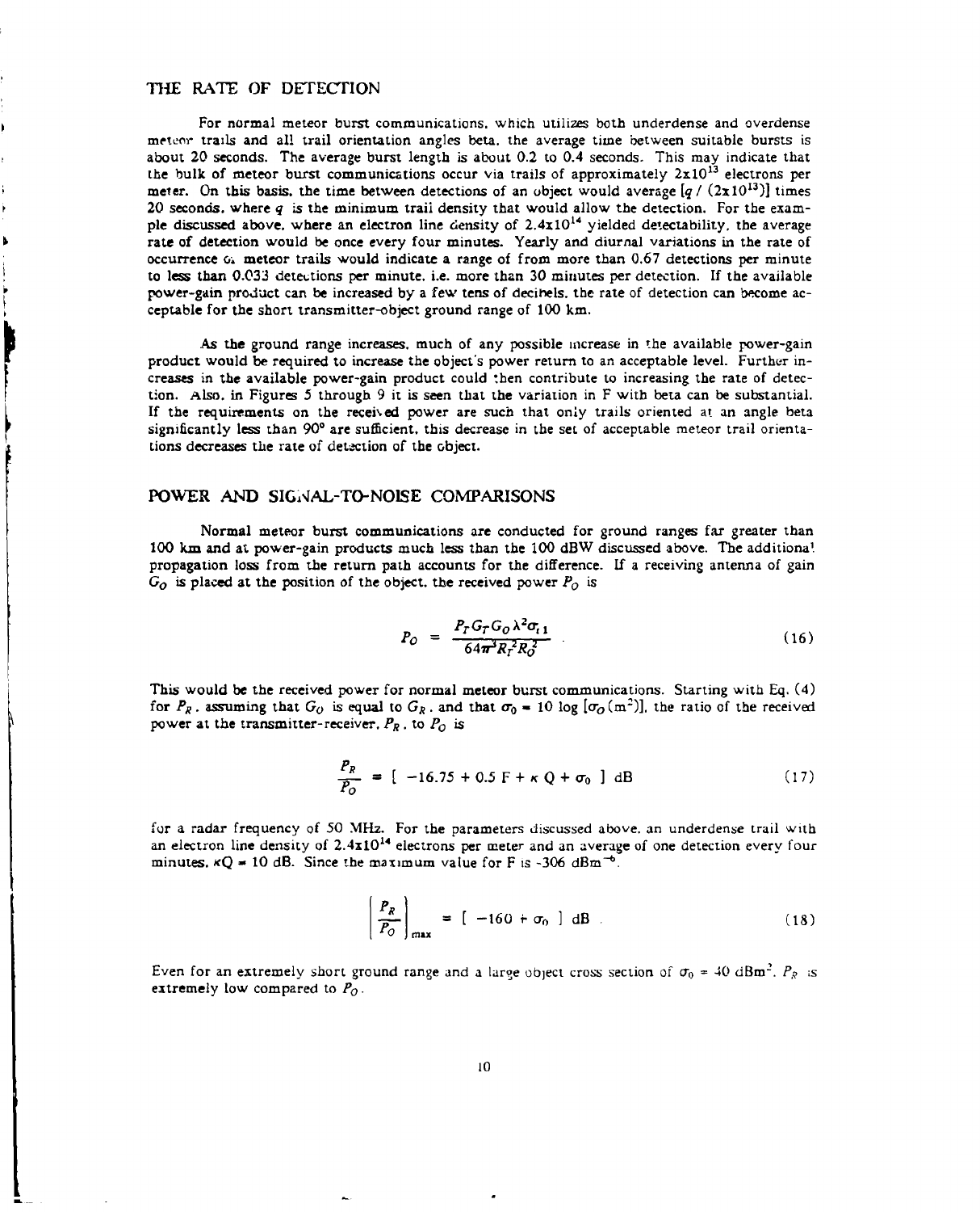## THE RATE OF DETECTION

For normal meteor burst communications, which utilizes both underdense and overdense meteor trails and all trail orientation angles beta, the average time between suitable bursts is about 20 seconds. The average burst length is about 0.2 to 0.4 seconds. This may indicate that the bulk of meteor burst communications occur via trails of approximately $2 \times 10^{13}$ electrons per meter. On this basis, the time between detections of an object would average $[q / (2 \times 10^{13})]$ times 20 seconds, where $q$ is the minimum trail density that would allow the detection. For the example discussed above, where an electron line density of $2.4 \times 10^{14}$ yielded detectability, the average rate of detection would be once every four minutes. Yearly and diurnal variations in the rate of occurrence of meteor trails would indicate a range of from more than 0.67 detections per minute to less than 0.033 detections per minute, i.e. more than 30 minutes per detection. If the available power-gain product can be increased by a few tens of decibels, the rate of detection can become acceptable for the short transmitter-object ground range of 100 km.

As the ground range increases, much of any possible increase in the available power-gain product would be required to increase the object's power return to an acceptable level. Further increases in the available power-gain product could then contribute to increasing the rate of detection. Also, in Figures 5 through 9 it is seen that the variation in F with beta can be substantial. If the requirements on the received power are such that only trails oriented at an angle beta significantly less than 90° are sufficient, this decrease in the set of acceptable meteor trail orientations decreases the rate of detection of the object.

## POWER AND SIGNAL-TO-NOISE COMPARISONS

Normal meteor burst communications are conducted for ground ranges far greater than 100 km and at power-gain products much less than the 100 dBW discussed above. The additional propagation loss from the return path accounts for the difference. If a receiving antenna of gain $G_O$ is placed at the position of the object, the received power $P_O$ is

$$P_O = \frac{P_T G_T G_O \lambda^2 \sigma_{t1}}{64 \pi^3 R_T^2 R_O^2} \tag{16}$$

This would be the received power for normal meteor burst communications. Starting with Eq. (4) for $P_R$, assuming that $G_O$ is equal to $G_R$, and that $\sigma_0 = 10 \log [\sigma_O (\text{m}^2)]$, the ratio of the received power at the transmitter-receiver, $P_R$, to $P_O$ is

$$\frac{P_R}{P_O} = [\ -16.75 + 0.5\ \text{F} + \kappa\ \text{Q} + \sigma_0\ ]\ \text{dB} \tag{17}$$

for a radar frequency of 50 MHz. For the parameters discussed above, an underdense trail with an electron line density of $2.4 \times 10^{14}$ electrons per meter and an average of one detection every four minutes, $\kappa$Q = 10 dB. Since the maximum value for F is -306 dBm$^{-6}$,

$$\left( \frac{P_R}{P_O} \right)_{\max} = [\ -160 + \sigma_0\ ]\ \text{dB} \tag{18}$$

Even for an extremely short ground range and a large object cross section of $\sigma_0$ = 40 dBm$^2$, $P_R$ is extremely low compared to $P_O$.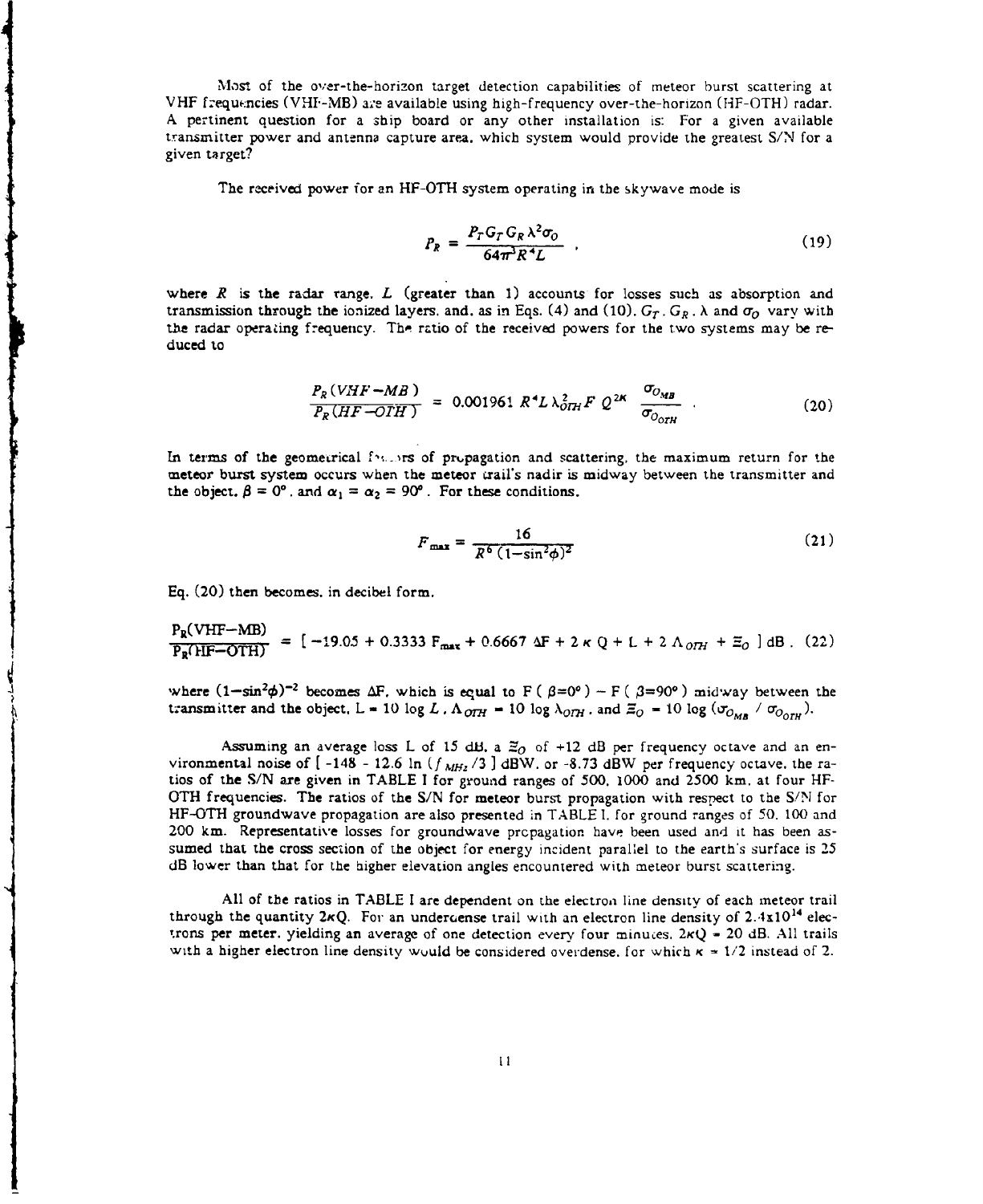Most of the over-the-horizon target detection capabilities of meteor burst scattering at VHF frequencies (VHF-MB) are available using high-frequency over-the-horizon (HF-OTH) radar. A pertinent question for a ship board or any other installation is: For a given available transmitter power and antenna capture area, which system would provide the greatest S/N for a given target?

The received power for an HF-OTH system operating in the skywave mode is

$$P_R = \frac{P_T G_T G_R \lambda^2 \sigma_O}{64 \pi^3 R^4 L} \quad , \tag{19}$$

where $R$ is the radar range. $L$ (greater than 1) accounts for losses such as absorption and transmission through the ionized layers, and, as in Eqs. (4) and (10), $G_T$, $G_R$, $\lambda$ and $\sigma_O$ vary with the radar operating frequency. The ratio of the received powers for the two systems may be reduced to

$$\frac{P_R(VHF-MB)}{P_R(HF-OTH)} = 0.001961 \; R^4 L \lambda_{OTH}^2 F \; Q^{2\kappa} \; \frac{\sigma_{O_{MB}}}{\sigma_{O_{OTH}}} \quad . \tag{20}$$

In terms of the geometrical factors of propagation and scattering, the maximum return for the meteor burst system occurs when the meteor trail's nadir is midway between the transmitter and the object, $\beta = 0°$, and $\alpha_1 = \alpha_2 = 90°$. For these conditions,

$$F_{max} = \frac{16}{R^6 (1 - \sin^2\phi)^2} \tag{21}$$

Eq. (20) then becomes, in decibel form,

$$\frac{P_R(VHF-MB)}{P_R(HF-OTH)} = [\, -19.05 + 0.3333 \; F_{max} + 0.6667 \; \Delta F + 2 \, \kappa \; Q + L + 2 \; \Lambda_{OTH} + \Xi_O \,] \; dB \; . \tag{22}$$

where $(1-\sin^2\phi)^{-2}$ becomes $\Delta F$, which is equal to $F(\beta=0°) - F(\beta=90°)$ midway between the transmitter and the object, $L = 10 \log L$, $\Lambda_{OTH} = 10 \log \lambda_{OTH}$, and $\Xi_O = 10 \log (\sigma_{O_{MB}} / \sigma_{O_{OTH}})$.

Assuming an average loss L of 15 dB, a $\Xi_O$ of +12 dB per frequency octave and an environmental noise of [ -148 - 12.6 ln ($f_{MHz}$/3 ] dBW, or -8.73 dBW per frequency octave, the ratios of the S/N are given in TABLE I for ground ranges of 500, 1000 and 2500 km, at four HF-OTH frequencies. The ratios of the S/N for meteor burst propagation with respect to the S/N for HF-OTH groundwave propagation are also presented in TABLE I, for ground ranges of 50, 100 and 200 km. Representative losses for groundwave propagation have been used and it has been assumed that the cross section of the object for energy incident parallel to the earth's surface is 25 dB lower than that for the higher elevation angles encountered with meteor burst scattering.

All of the ratios in TABLE I are dependent on the electron line density of each meteor trail through the quantity $2\kappa Q$. For an underdense trail with an electron line density of $2.4 \times 10^{14}$ electrons per meter, yielding an average of one detection every four minutes, $2\kappa Q = 20$ dB. All trails with a higher electron line density would be considered overdense, for which $\kappa = 1/2$ instead of 2.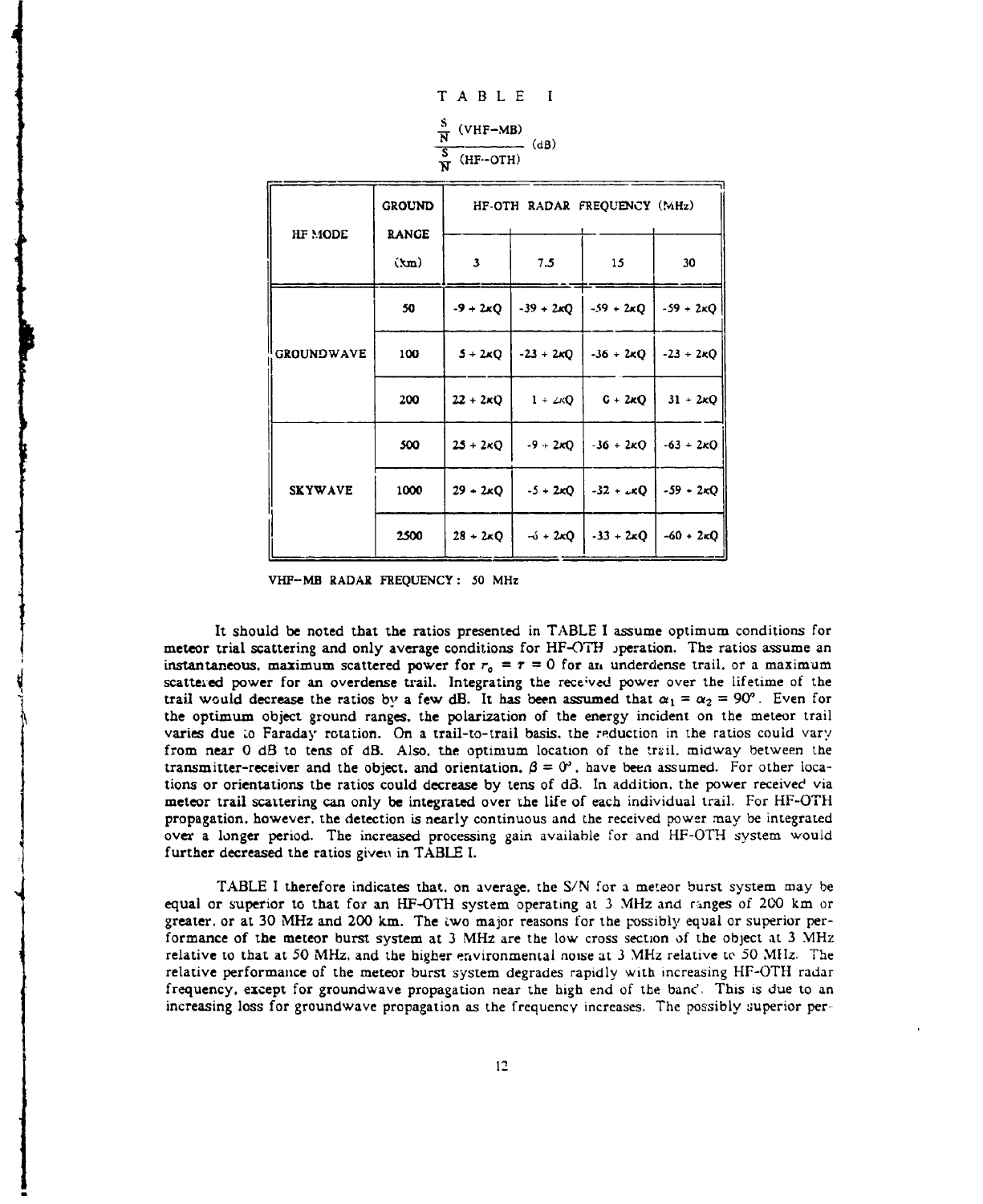TABLE I

$$\frac{\frac{S}{N}\ \text{(VHF-MB)}}{\frac{S}{N}\ \text{(HF-OTH)}}\ \text{(dB)}$$

| HF MODE | GROUND RANGE (km) | HF-OTH RADAR FREQUENCY (MHz) | | | |
|---|---|---|---|---|---|
| | | 3 | 7.5 | 15 | 30 |
| GROUNDWAVE | 50 | $-9 + 2\kappa Q$ | $-39 + 2\kappa Q$ | $-59 + 2\kappa Q$ | $-59 + 2\kappa Q$ |
| | 100 | $5 + 2\kappa Q$ | $-23 + 2\kappa Q$ | $-36 + 2\kappa Q$ | $-23 + 2\kappa Q$ |
| | 200 | $22 + 2\kappa Q$ | $1 + 2\kappa Q$ | $0 + 2\kappa Q$ | $31 + 2\kappa Q$ |
| SKYWAVE | 500 | $25 + 2\kappa Q$ | $-9 + 2\kappa Q$ | $-36 + 2\kappa Q$ | $-63 + 2\kappa Q$ |
| | 1000 | $29 + 2\kappa Q$ | $-5 + 2\kappa Q$ | $-32 + 2\kappa Q$ | $-59 + 2\kappa Q$ |
| | 2500 | $28 + 2\kappa Q$ | $-6 + 2\kappa Q$ | $-33 + 2\kappa Q$ | $-60 + 2\kappa Q$ |

VHF-MB RADAR FREQUENCY: 50 MHz

It should be noted that the ratios presented in TABLE I assume optimum conditions for meteor trial scattering and only average conditions for HF-OTH operation. The ratios assume an instantaneous, maximum scattered power for $r_o = r = 0$ for an underdense trail, or a maximum scattered power for an overdense trail. Integrating the received power over the lifetime of the trail would decrease the ratios by a few dB. It has been assumed that $\alpha_1 = \alpha_2 = 90°$. Even for the optimum object ground ranges, the polarization of the energy incident on the meteor trail varies due to Faraday rotation. On a trail-to-trail basis, the reduction in the ratios could vary from near 0 dB to tens of dB. Also, the optimum location of the trail, midway between the transmitter-receiver and the object, and orientation, $\beta = 0°$, have been assumed. For other locations or orientations the ratios could decrease by tens of dB. In addition, the power received via meteor trail scattering can only be integrated over the life of each individual trail. For HF-OTH propagation, however, the detection is nearly continuous and the received power may be integrated over a longer period. The increased processing gain available for and HF-OTH system would further decreased the ratios given in TABLE I.

TABLE I therefore indicates that, on average, the S/N for a meteor burst system may be equal or superior to that for an HF-OTH system operating at 3 MHz and ranges of 200 km or greater, or at 30 MHz and 200 km. The two major reasons for the possibly equal or superior performance of the meteor burst system at 3 MHz are the low cross section of the object at 3 MHz relative to that at 50 MHz, and the higher environmental noise at 3 MHz relative to 50 MHz. The relative performance of the meteor burst system degrades rapidly with increasing HF-OTH radar frequency, except for groundwave propagation near the high end of the band. This is due to an increasing loss for groundwave propagation as the frequency increases. The possibly superior per-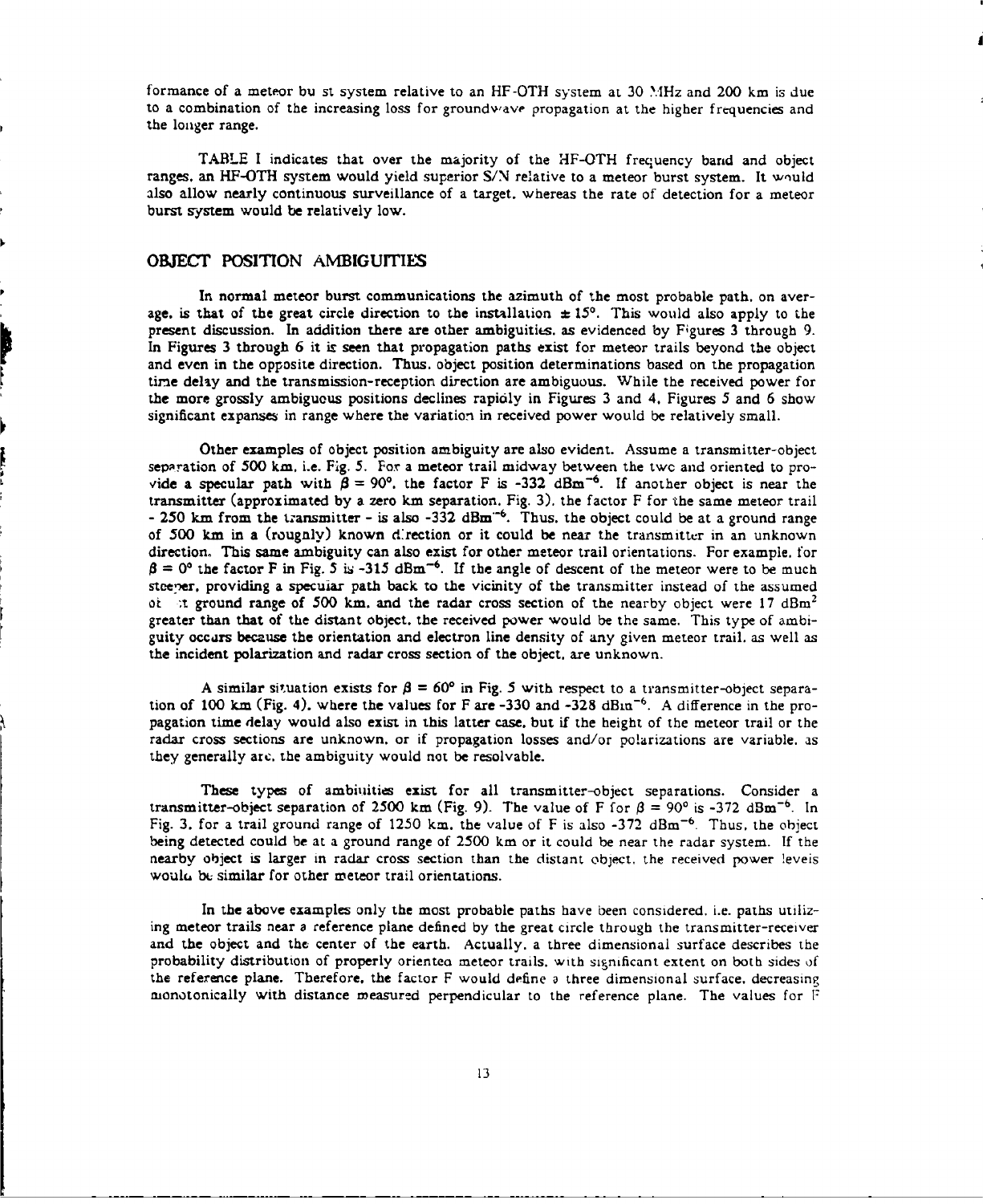formance of a meteor burst system relative to an HF-OTH system at 30 MHz and 200 km is due to a combination of the increasing loss for groundwave propagation at the higher frequencies and the longer range.

TABLE I indicates that over the majority of the HF-OTH frequency band and object ranges, an HF-OTH system would yield superior S/N relative to a meteor burst system. It would also allow nearly continuous surveillance of a target, whereas the rate of detection for a meteor burst system would be relatively low.

## OBJECT POSITION AMBIGUITIES

In normal meteor burst communications the azimuth of the most probable path, on average, is that of the great circle direction to the installation $\pm 15°$. This would also apply to the present discussion. In addition there are other ambiguities, as evidenced by Figures 3 through 9. In Figures 3 through 6 it is seen that propagation paths exist for meteor trails beyond the object and even in the opposite direction. Thus, object position determinations based on the propagation time delay and the transmission-reception direction are ambiguous. While the received power for the more grossly ambiguous positions declines rapidly in Figures 3 and 4, Figures 5 and 6 show significant expanses in range where the variation in received power would be relatively small.

Other examples of object position ambiguity are also evident. Assume a transmitter-object separation of 500 km, i.e. Fig. 5. For a meteor trail midway between the two and oriented to provide a specular path with $\beta = 90°$, the factor F is -332 $dBm^{-6}$. If another object is near the transmitter (approximated by a zero km separation, Fig. 3), the factor F for the same meteor trail - 250 km from the transmitter - is also -332 $dBm^{-6}$. Thus, the object could be at a ground range of 500 km in a (roughly) known direction or it could be near the transmitter in an unknown direction. This same ambiguity can also exist for other meteor trail orientations. For example, for $\beta = 0°$ the factor F in Fig. 5 is -315 $dBm^{-6}$. If the angle of descent of the meteor were to be much steeper, providing a specular path back to the vicinity of the transmitter instead of the assumed at ground range of 500 km, and the radar cross section of the nearby object were 17 $dBm^2$ greater than that of the distant object, the received power would be the same. This type of ambiguity occurs because the orientation and electron line density of any given meteor trail, as well as the incident polarization and radar cross section of the object, are unknown.

A similar situation exists for $\beta = 60°$ in Fig. 5 with respect to a transmitter-object separation of 100 km (Fig. 4), where the values for F are -330 and -328 $dBm^{-6}$. A difference in the propagation time delay would also exist in this latter case, but if the height of the meteor trail or the radar cross sections are unknown, or if propagation losses and/or polarizations are variable, as they generally are, the ambiguity would not be resolvable.

These types of ambiguities exist for all transmitter-object separations. Consider a transmitter-object separation of 2500 km (Fig. 9). The value of F for $\beta = 90°$ is -372 $dBm^{-6}$. In Fig. 3, for a trail ground range of 1250 km, the value of F is also -372 $dBm^{-6}$. Thus, the object being detected could be at a ground range of 2500 km or it could be near the radar system. If the nearby object is larger in radar cross section than the distant object, the received power levels would be similar for other meteor trail orientations.

In the above examples only the most probable paths have been considered, i.e. paths utilizing meteor trails near a reference plane defined by the great circle through the transmitter-receiver and the object and the center of the earth. Actually, a three dimensional surface describes the probability distribution of properly oriented meteor trails, with significant extent on both sides of the reference plane. Therefore, the factor F would define a three dimensional surface, decreasing monotonically with distance measured perpendicular to the reference plane. The values for F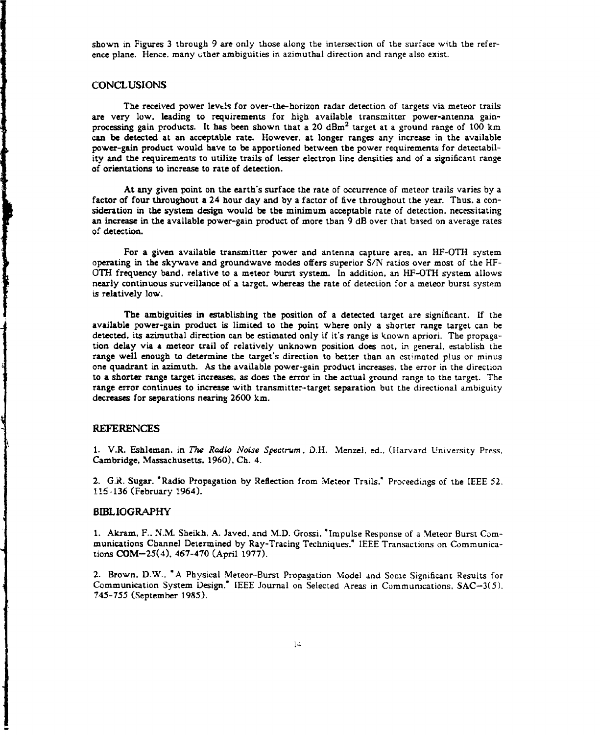shown in Figures 3 through 9 are only those along the intersection of the surface with the reference plane. Hence, many other ambiguities in azimuthal direction and range also exist.

## CONCLUSIONS

The received power levels for over-the-horizon radar detection of targets via meteor trails are very low, leading to requirements for high available transmitter power-antenna gain-processing gain products. It has been shown that a 20 $dBm^2$ target at a ground range of 100 km can be detected at an acceptable rate. However, at longer ranges any increase in the available power-gain product would have to be apportioned between the power requirements for detectability and the requirements to utilize trails of lesser electron line densities and of a significant range of orientations to increase to rate of detection.

At any given point on the earth's surface the rate of occurrence of meteor trails varies by a factor of four throughout a 24 hour day and by a factor of five throughout the year. Thus, a consideration in the system design would be the minimum acceptable rate of detection, necessitating an increase in the available power-gain product of more than 9 dB over that based on average rates of detection.

For a given available transmitter power and antenna capture area, an HF-OTH system operating in the skywave and groundwave modes offers superior S/N ratios over most of the HF-OTH frequency band, relative to a meteor burst system. In addition, an HF-OTH system allows nearly continuous surveillance of a target, whereas the rate of detection for a meteor burst system is relatively low.

The ambiguities in establishing the position of a detected target are significant. If the available power-gain product is limited to the point where only a shorter range target can be detected, its azimuthal direction can be estimated only if it's range is known apriori. The propagation delay via a meteor trail of relatively unknown position does not, in general, establish the range well enough to determine the target's direction to better than an estimated plus or minus one quadrant in azimuth. As the available power-gain product increases, the error in the direction to a shorter range target increases, as does the error in the actual ground range to the target. The range error continues to increase with transmitter-target separation but the directional ambiguity decreases for separations nearing 2600 km.

## REFERENCES

1. V.R. Eshleman, in *The Radio Noise Spectrum*, D.H. Menzel, ed., (Harvard University Press, Cambridge, Massachusetts, 1960), Ch. 4.

2. G.R. Sugar, "Radio Propagation by Reflection from Meteor Trails," Proceedings of the IEEE 52, 115-136 (February 1964).

## BIBLIOGRAPHY

1. Akram, F., N.M. Sheikh, A. Javed, and M.D. Grossi, "Impulse Response of a Meteor Burst Communications Channel Determined by Ray-Tracing Techniques," IEEE Transactions on Communications COM−25(4), 467-470 (April 1977).

2. Brown, D.W., "A Physical Meteor-Burst Propagation Model and Some Significant Results for Communication System Design," IEEE Journal on Selected Areas in Communications, SAC−3(5), 745-755 (September 1985).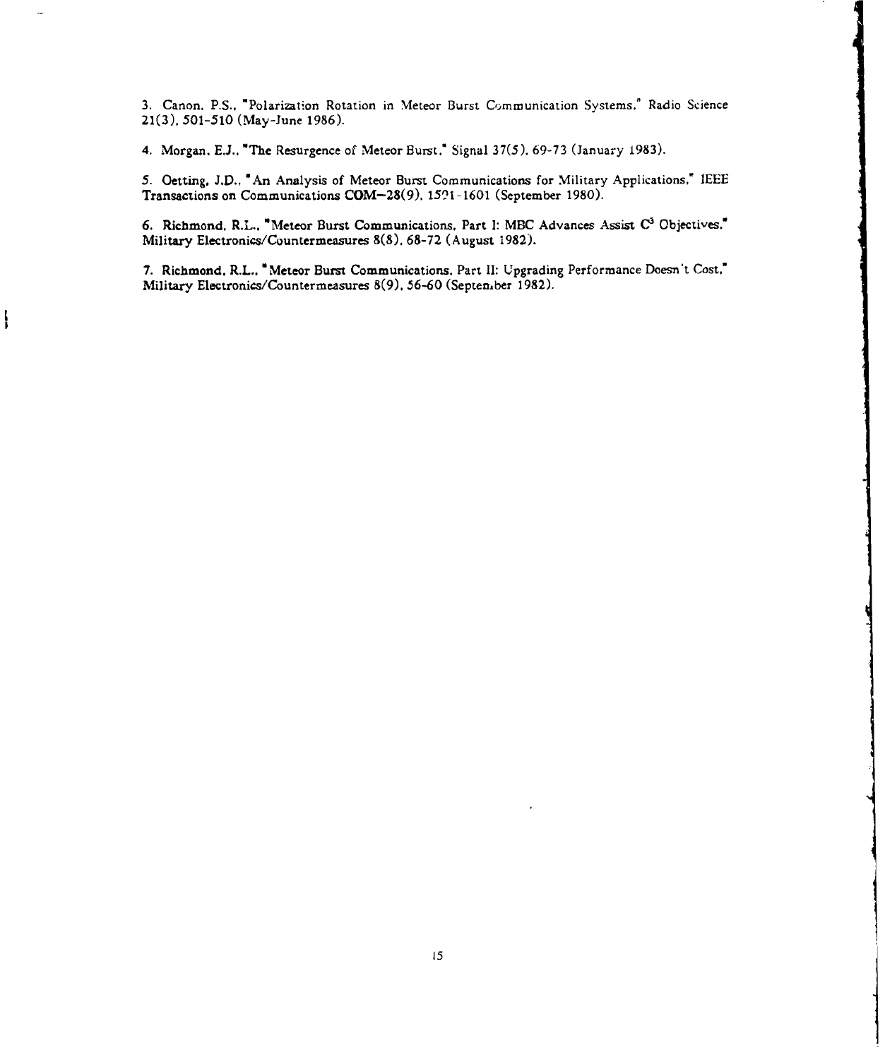3. Canon, P.S., "Polarization Rotation in Meteor Burst Communication Systems," Radio Science 21(3), 501-510 (May-June 1986).

4. Morgan, E.J., "The Resurgence of Meteor Burst," Signal 37(5), 69-73 (January 1983).

5. Oetting, J.D., "An Analysis of Meteor Burst Communications for Military Applications," IEEE Transactions on Communications COM-28(9), 1591-1601 (September 1980).

6. Richmond, R.L., "Meteor Burst Communications, Part I: MBC Advances Assist $C^3$ Objectives," Military Electronics/Countermeasures 8(8), 68-72 (August 1982).

7. Richmond, R.L., "Meteor Burst Communications, Part II: Upgrading Performance Doesn't Cost," Military Electronics/Countermeasures 8(9), 56-60 (September 1982).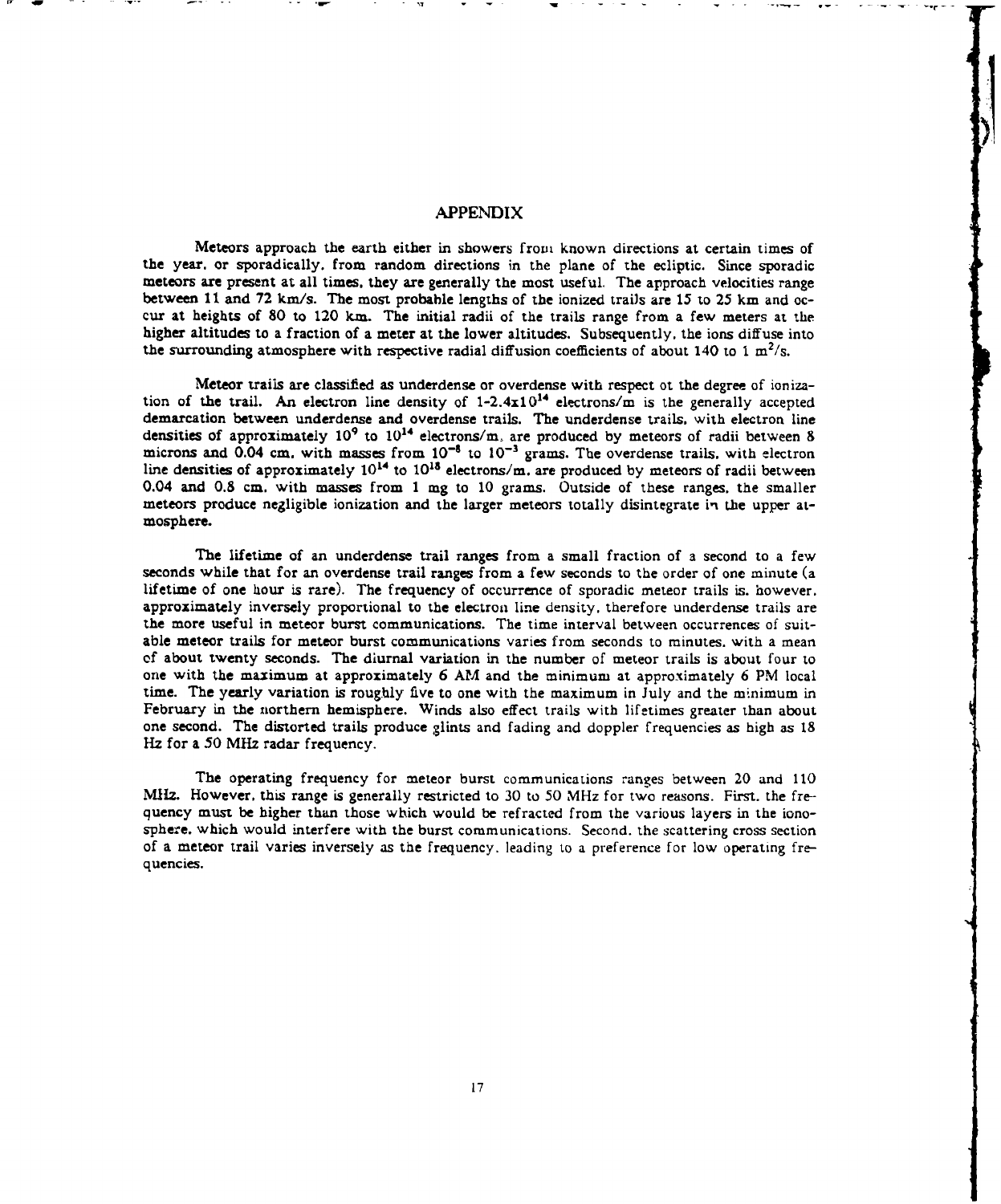# APPENDIX

Meteors approach the earth either in showers from known directions at certain times of the year, or sporadically, from random directions in the plane of the ecliptic. Since sporadic meteors are present at all times, they are generally the most useful. The approach velocities range between 11 and 72 km/s. The most probable lengths of the ionized trails are 15 to 25 km and occur at heights of 80 to 120 km. The initial radii of the trails range from a few meters at the higher altitudes to a fraction of a meter at the lower altitudes. Subsequently, the ions diffuse into the surrounding atmosphere with respective radial diffusion coefficients of about 140 to 1 $m^2/s$.

Meteor trails are classified as underdense or overdense with respect ot the degree of ionization of the trail. An electron line density of $1\text{-}2.4 \times 10^{14}$ electrons/m is the generally accepted demarcation between underdense and overdense trails. The underdense trails, with electron line densities of approximately $10^{9}$ to $10^{14}$ electrons/m, are produced by meteors of radii between 8 microns and 0.04 cm, with masses from $10^{-8}$ to $10^{-3}$ grams. The overdense trails, with electron line densities of approximately $10^{14}$ to $10^{18}$ electrons/m, are produced by meteors of radii between 0.04 and 0.8 cm, with masses from 1 mg to 10 grams. Outside of these ranges, the smaller meteors produce negligible ionization and the larger meteors totally disintegrate in the upper atmosphere.

The lifetime of an underdense trail ranges from a small fraction of a second to a few seconds while that for an overdense trail ranges from a few seconds to the order of one minute (a lifetime of one hour is rare). The frequency of occurrence of sporadic meteor trails is, however, approximately inversely proportional to the electron line density, therefore underdense trails are the more useful in meteor burst communications. The time interval between occurrences of suitable meteor trails for meteor burst communications varies from seconds to minutes, with a mean of about twenty seconds. The diurnal variation in the number of meteor trails is about four to one with the maximum at approximately 6 AM and the minimum at approximately 6 PM local time. The yearly variation is roughly five to one with the maximum in July and the minimum in February in the northern hemisphere. Winds also effect trails with lifetimes greater than about one second. The distorted trails produce glints and fading and doppler frequencies as high as 18 Hz for a 50 MHz radar frequency.

The operating frequency for meteor burst communications ranges between 20 and 110 MHz. However, this range is generally restricted to 30 to 50 MHz for two reasons. First, the frequency must be higher than those which would be refracted from the various layers in the ionosphere, which would interfere with the burst communications. Second, the scattering cross section of a meteor trail varies inversely as the frequency, leading to a preference for low operating frequencies.